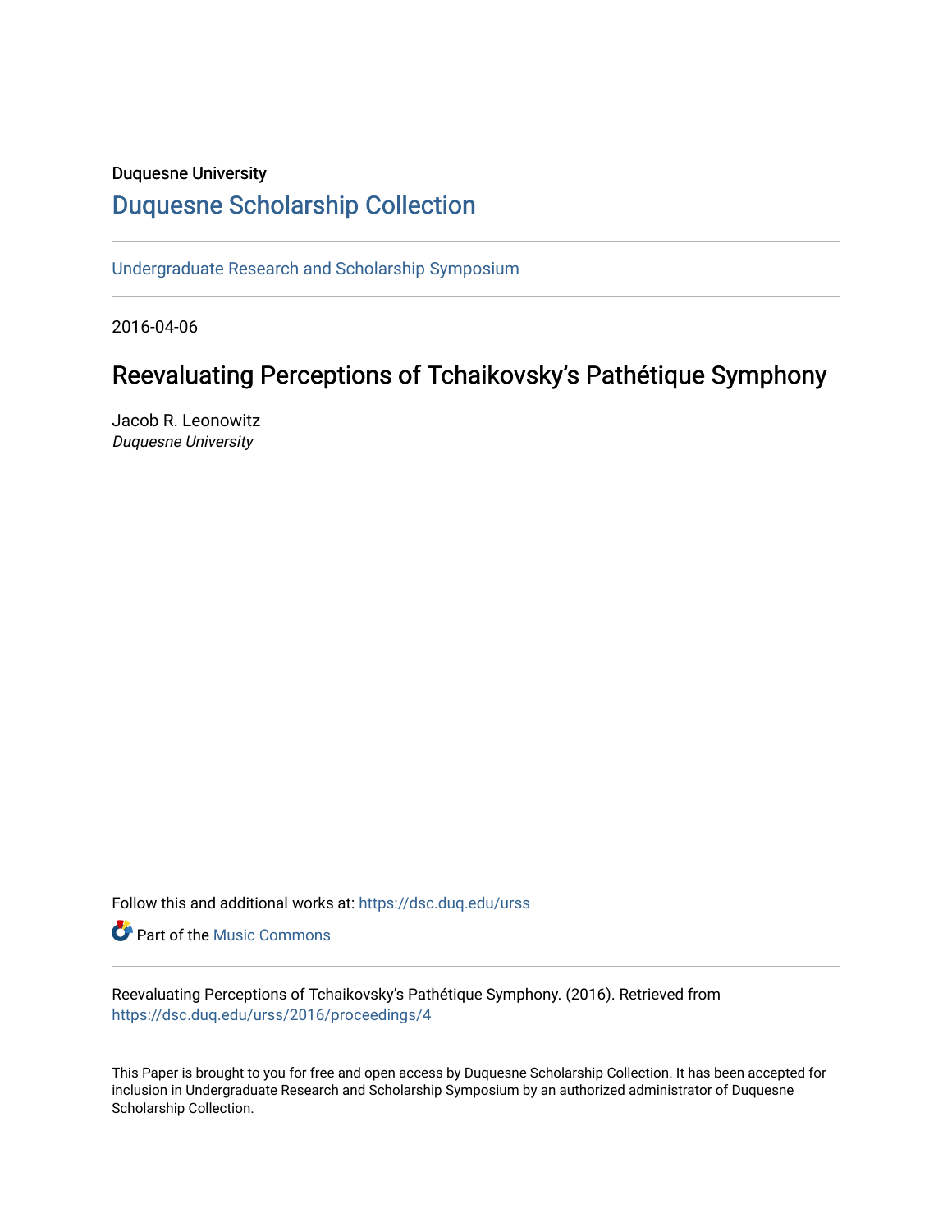Duquesne University

# Duquesne Scholarship Collection

Undergraduate Research and Scholarship Symposium

2016-04-06

## Reevaluating Perceptions of Tchaikovsky's Pathétique Symphony

Jacob R. Leonowitz
*Duquesne University*

Follow this and additional works at: https://dsc.duq.edu/urss

Part of the Music Commons

Reevaluating Perceptions of Tchaikovsky's Pathétique Symphony. (2016). Retrieved from https://dsc.duq.edu/urss/2016/proceedings/4

This Paper is brought to you for free and open access by Duquesne Scholarship Collection. It has been accepted for inclusion in Undergraduate Research and Scholarship Symposium by an authorized administrator of Duquesne Scholarship Collection.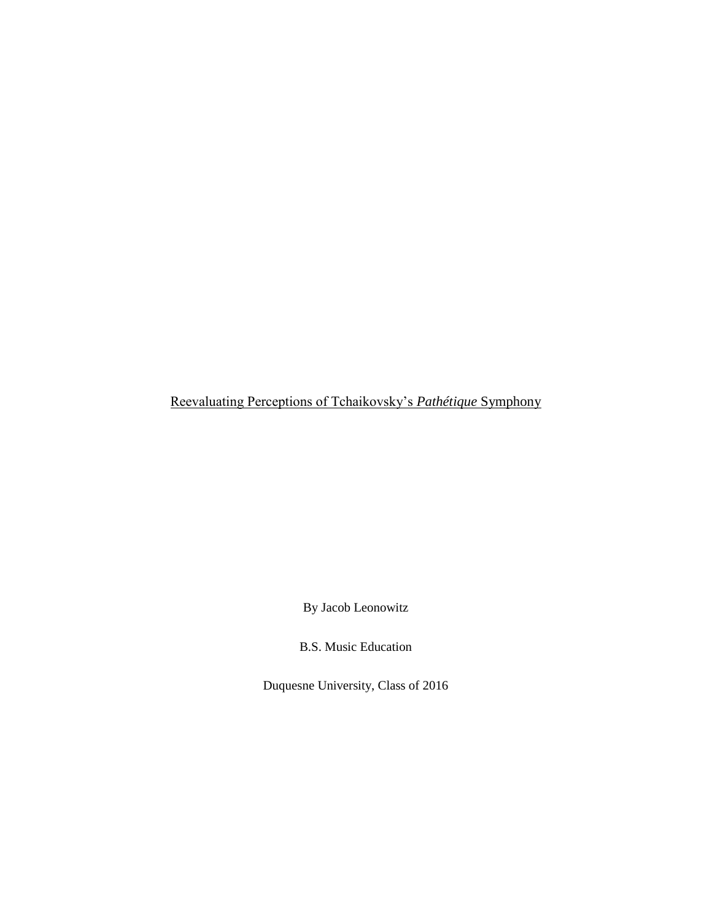<u>Reevaluating Perceptions of Tchaikovsky's *Pathétique* Symphony</u>

By Jacob Leonowitz

B.S. Music Education

Duquesne University, Class of 2016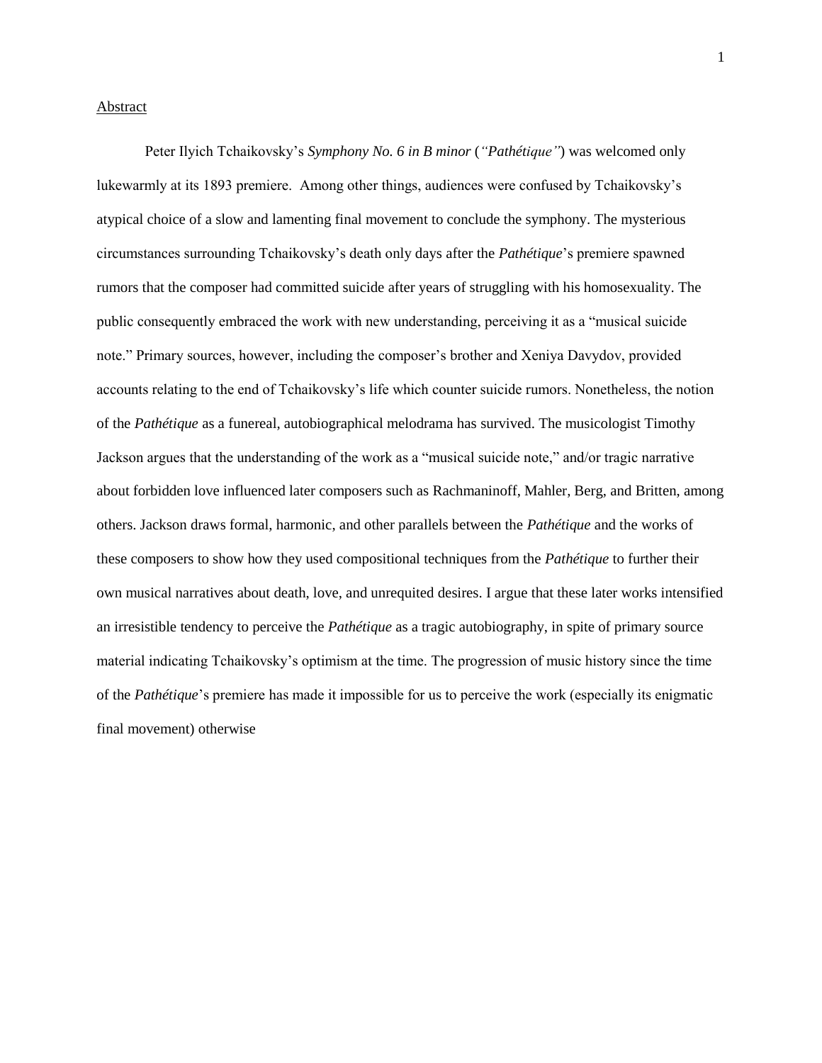Abstract

Peter Ilyich Tchaikovsky's *Symphony No. 6 in B minor* (*"Pathétique"*) was welcomed only lukewarmly at its 1893 premiere. Among other things, audiences were confused by Tchaikovsky's atypical choice of a slow and lamenting final movement to conclude the symphony. The mysterious circumstances surrounding Tchaikovsky's death only days after the *Pathétique*'s premiere spawned rumors that the composer had committed suicide after years of struggling with his homosexuality. The public consequently embraced the work with new understanding, perceiving it as a "musical suicide note." Primary sources, however, including the composer's brother and Xeniya Davydov, provided accounts relating to the end of Tchaikovsky's life which counter suicide rumors. Nonetheless, the notion of the *Pathétique* as a funereal, autobiographical melodrama has survived. The musicologist Timothy Jackson argues that the understanding of the work as a "musical suicide note," and/or tragic narrative about forbidden love influenced later composers such as Rachmaninoff, Mahler, Berg, and Britten, among others. Jackson draws formal, harmonic, and other parallels between the *Pathétique* and the works of these composers to show how they used compositional techniques from the *Pathétique* to further their own musical narratives about death, love, and unrequited desires. I argue that these later works intensified an irresistible tendency to perceive the *Pathétique* as a tragic autobiography, in spite of primary source material indicating Tchaikovsky's optimism at the time. The progression of music history since the time of the *Pathétique*'s premiere has made it impossible for us to perceive the work (especially its enigmatic final movement) otherwise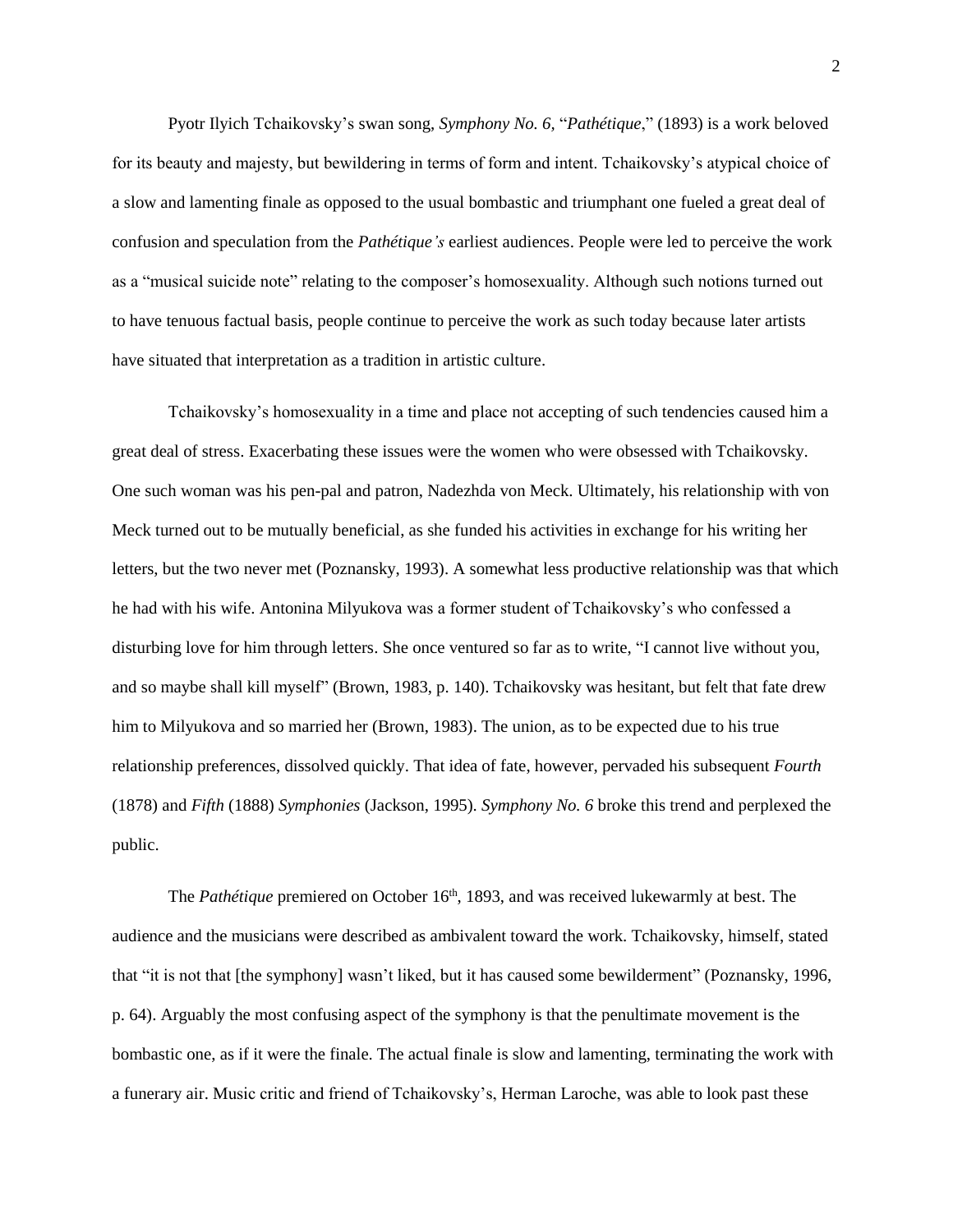Pyotr Ilyich Tchaikovsky's swan song, *Symphony No. 6*, "*Pathétique*," (1893) is a work beloved for its beauty and majesty, but bewildering in terms of form and intent. Tchaikovsky's atypical choice of a slow and lamenting finale as opposed to the usual bombastic and triumphant one fueled a great deal of confusion and speculation from the *Pathétique's* earliest audiences. People were led to perceive the work as a "musical suicide note" relating to the composer's homosexuality. Although such notions turned out to have tenuous factual basis, people continue to perceive the work as such today because later artists have situated that interpretation as a tradition in artistic culture.

Tchaikovsky's homosexuality in a time and place not accepting of such tendencies caused him a great deal of stress. Exacerbating these issues were the women who were obsessed with Tchaikovsky. One such woman was his pen-pal and patron, Nadezhda von Meck. Ultimately, his relationship with von Meck turned out to be mutually beneficial, as she funded his activities in exchange for his writing her letters, but the two never met (Poznansky, 1993). A somewhat less productive relationship was that which he had with his wife. Antonina Milyukova was a former student of Tchaikovsky's who confessed a disturbing love for him through letters. She once ventured so far as to write, "I cannot live without you, and so maybe shall kill myself" (Brown, 1983, p. 140). Tchaikovsky was hesitant, but felt that fate drew him to Milyukova and so married her (Brown, 1983). The union, as to be expected due to his true relationship preferences, dissolved quickly. That idea of fate, however, pervaded his subsequent *Fourth* (1878) and *Fifth* (1888) *Symphonies* (Jackson, 1995). *Symphony No. 6* broke this trend and perplexed the public.

The *Pathétique* premiered on October 16th, 1893, and was received lukewarmly at best. The audience and the musicians were described as ambivalent toward the work. Tchaikovsky, himself, stated that "it is not that [the symphony] wasn't liked, but it has caused some bewilderment" (Poznansky, 1996, p. 64). Arguably the most confusing aspect of the symphony is that the penultimate movement is the bombastic one, as if it were the finale. The actual finale is slow and lamenting, terminating the work with a funerary air. Music critic and friend of Tchaikovsky's, Herman Laroche, was able to look past these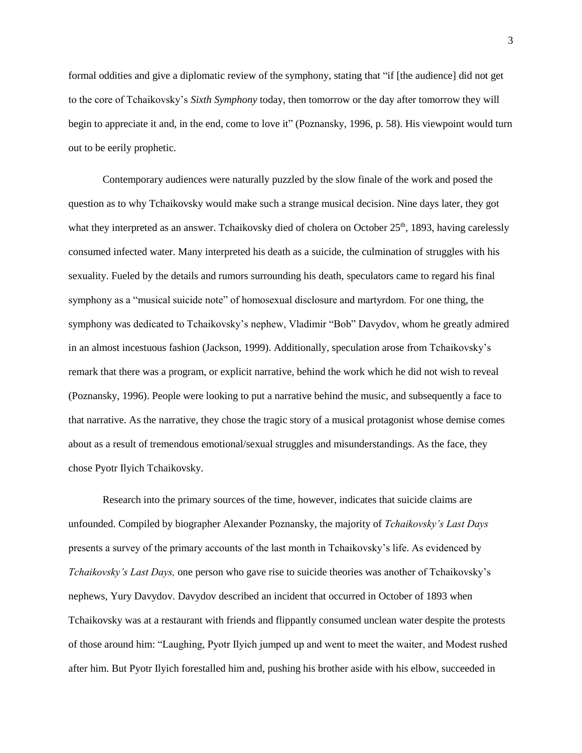formal oddities and give a diplomatic review of the symphony, stating that "if [the audience] did not get to the core of Tchaikovsky's *Sixth Symphony* today, then tomorrow or the day after tomorrow they will begin to appreciate it and, in the end, come to love it" (Poznansky, 1996, p. 58). His viewpoint would turn out to be eerily prophetic.

Contemporary audiences were naturally puzzled by the slow finale of the work and posed the question as to why Tchaikovsky would make such a strange musical decision. Nine days later, they got what they interpreted as an answer. Tchaikovsky died of cholera on October 25th, 1893, having carelessly consumed infected water. Many interpreted his death as a suicide, the culmination of struggles with his sexuality. Fueled by the details and rumors surrounding his death, speculators came to regard his final symphony as a "musical suicide note" of homosexual disclosure and martyrdom. For one thing, the symphony was dedicated to Tchaikovsky's nephew, Vladimir "Bob" Davydov, whom he greatly admired in an almost incestuous fashion (Jackson, 1999). Additionally, speculation arose from Tchaikovsky's remark that there was a program, or explicit narrative, behind the work which he did not wish to reveal (Poznansky, 1996). People were looking to put a narrative behind the music, and subsequently a face to that narrative. As the narrative, they chose the tragic story of a musical protagonist whose demise comes about as a result of tremendous emotional/sexual struggles and misunderstandings. As the face, they chose Pyotr Ilyich Tchaikovsky.

Research into the primary sources of the time, however, indicates that suicide claims are unfounded. Compiled by biographer Alexander Poznansky, the majority of *Tchaikovsky's Last Days* presents a survey of the primary accounts of the last month in Tchaikovsky's life. As evidenced by *Tchaikovsky's Last Days,* one person who gave rise to suicide theories was another of Tchaikovsky's nephews, Yury Davydov. Davydov described an incident that occurred in October of 1893 when Tchaikovsky was at a restaurant with friends and flippantly consumed unclean water despite the protests of those around him: "Laughing, Pyotr Ilyich jumped up and went to meet the waiter, and Modest rushed after him. But Pyotr Ilyich forestalled him and, pushing his brother aside with his elbow, succeeded in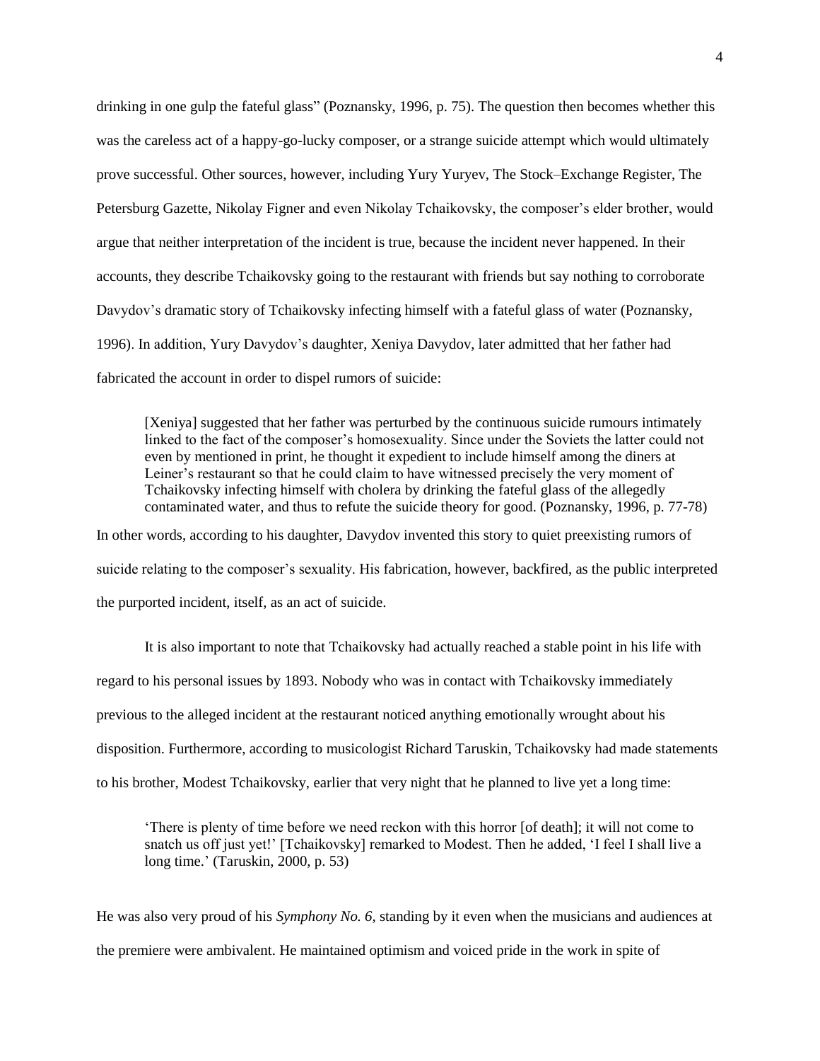drinking in one gulp the fateful glass" (Poznansky, 1996, p. 75). The question then becomes whether this was the careless act of a happy-go-lucky composer, or a strange suicide attempt which would ultimately prove successful. Other sources, however, including Yury Yuryev, The Stock–Exchange Register, The Petersburg Gazette, Nikolay Figner and even Nikolay Tchaikovsky, the composer's elder brother, would argue that neither interpretation of the incident is true, because the incident never happened. In their accounts, they describe Tchaikovsky going to the restaurant with friends but say nothing to corroborate Davydov's dramatic story of Tchaikovsky infecting himself with a fateful glass of water (Poznansky, 1996). In addition, Yury Davydov's daughter, Xeniya Davydov, later admitted that her father had fabricated the account in order to dispel rumors of suicide:

> [Xeniya] suggested that her father was perturbed by the continuous suicide rumours intimately linked to the fact of the composer's homosexuality. Since under the Soviets the latter could not even by mentioned in print, he thought it expedient to include himself among the diners at Leiner's restaurant so that he could claim to have witnessed precisely the very moment of Tchaikovsky infecting himself with cholera by drinking the fateful glass of the allegedly contaminated water, and thus to refute the suicide theory for good. (Poznansky, 1996, p. 77-78)

In other words, according to his daughter, Davydov invented this story to quiet preexisting rumors of suicide relating to the composer's sexuality. His fabrication, however, backfired, as the public interpreted the purported incident, itself, as an act of suicide.

It is also important to note that Tchaikovsky had actually reached a stable point in his life with regard to his personal issues by 1893. Nobody who was in contact with Tchaikovsky immediately previous to the alleged incident at the restaurant noticed anything emotionally wrought about his disposition. Furthermore, according to musicologist Richard Taruskin, Tchaikovsky had made statements to his brother, Modest Tchaikovsky, earlier that very night that he planned to live yet a long time:

> 'There is plenty of time before we need reckon with this horror [of death]; it will not come to snatch us off just yet!' [Tchaikovsky] remarked to Modest. Then he added, 'I feel I shall live a long time.' (Taruskin, 2000, p. 53)

He was also very proud of his *Symphony No. 6*, standing by it even when the musicians and audiences at the premiere were ambivalent. He maintained optimism and voiced pride in the work in spite of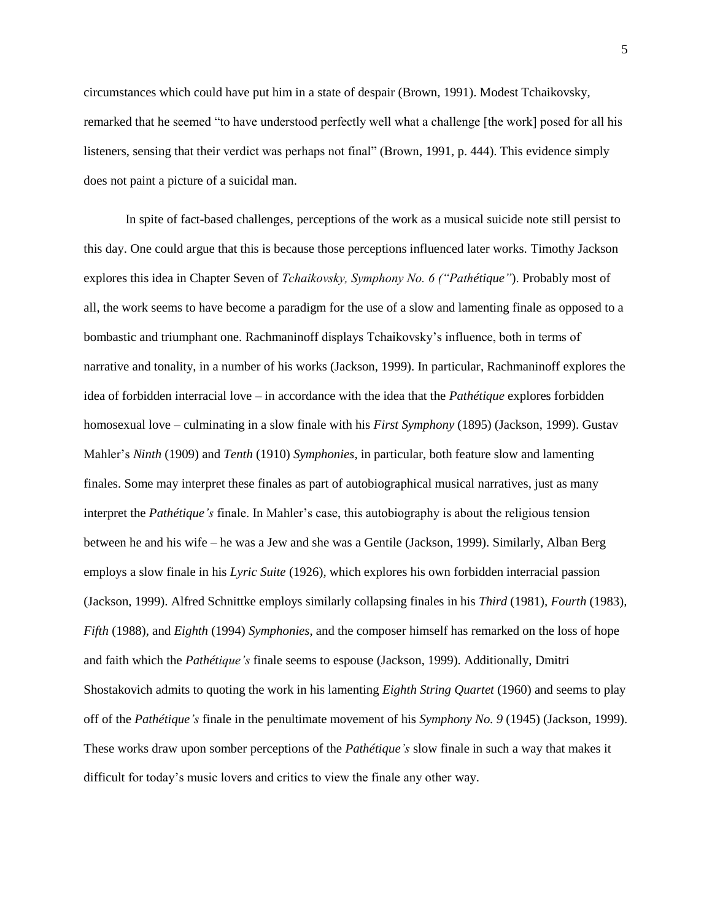circumstances which could have put him in a state of despair (Brown, 1991). Modest Tchaikovsky, remarked that he seemed "to have understood perfectly well what a challenge [the work] posed for all his listeners, sensing that their verdict was perhaps not final" (Brown, 1991, p. 444). This evidence simply does not paint a picture of a suicidal man.

In spite of fact-based challenges, perceptions of the work as a musical suicide note still persist to this day. One could argue that this is because those perceptions influenced later works. Timothy Jackson explores this idea in Chapter Seven of *Tchaikovsky, Symphony No. 6 ("Pathétique"*). Probably most of all, the work seems to have become a paradigm for the use of a slow and lamenting finale as opposed to a bombastic and triumphant one. Rachmaninoff displays Tchaikovsky's influence, both in terms of narrative and tonality, in a number of his works (Jackson, 1999). In particular, Rachmaninoff explores the idea of forbidden interracial love – in accordance with the idea that the *Pathétique* explores forbidden homosexual love – culminating in a slow finale with his *First Symphony* (1895) (Jackson, 1999). Gustav Mahler's *Ninth* (1909) and *Tenth* (1910) *Symphonies*, in particular, both feature slow and lamenting finales. Some may interpret these finales as part of autobiographical musical narratives, just as many interpret the *Pathétique's* finale. In Mahler's case, this autobiography is about the religious tension between he and his wife – he was a Jew and she was a Gentile (Jackson, 1999). Similarly, Alban Berg employs a slow finale in his *Lyric Suite* (1926), which explores his own forbidden interracial passion (Jackson, 1999). Alfred Schnittke employs similarly collapsing finales in his *Third* (1981), *Fourth* (1983), *Fifth* (1988), and *Eighth* (1994) *Symphonies*, and the composer himself has remarked on the loss of hope and faith which the *Pathétique's* finale seems to espouse (Jackson, 1999). Additionally, Dmitri Shostakovich admits to quoting the work in his lamenting *Eighth String Quartet* (1960) and seems to play off of the *Pathétique's* finale in the penultimate movement of his *Symphony No. 9* (1945) (Jackson, 1999). These works draw upon somber perceptions of the *Pathétique's* slow finale in such a way that makes it difficult for today's music lovers and critics to view the finale any other way.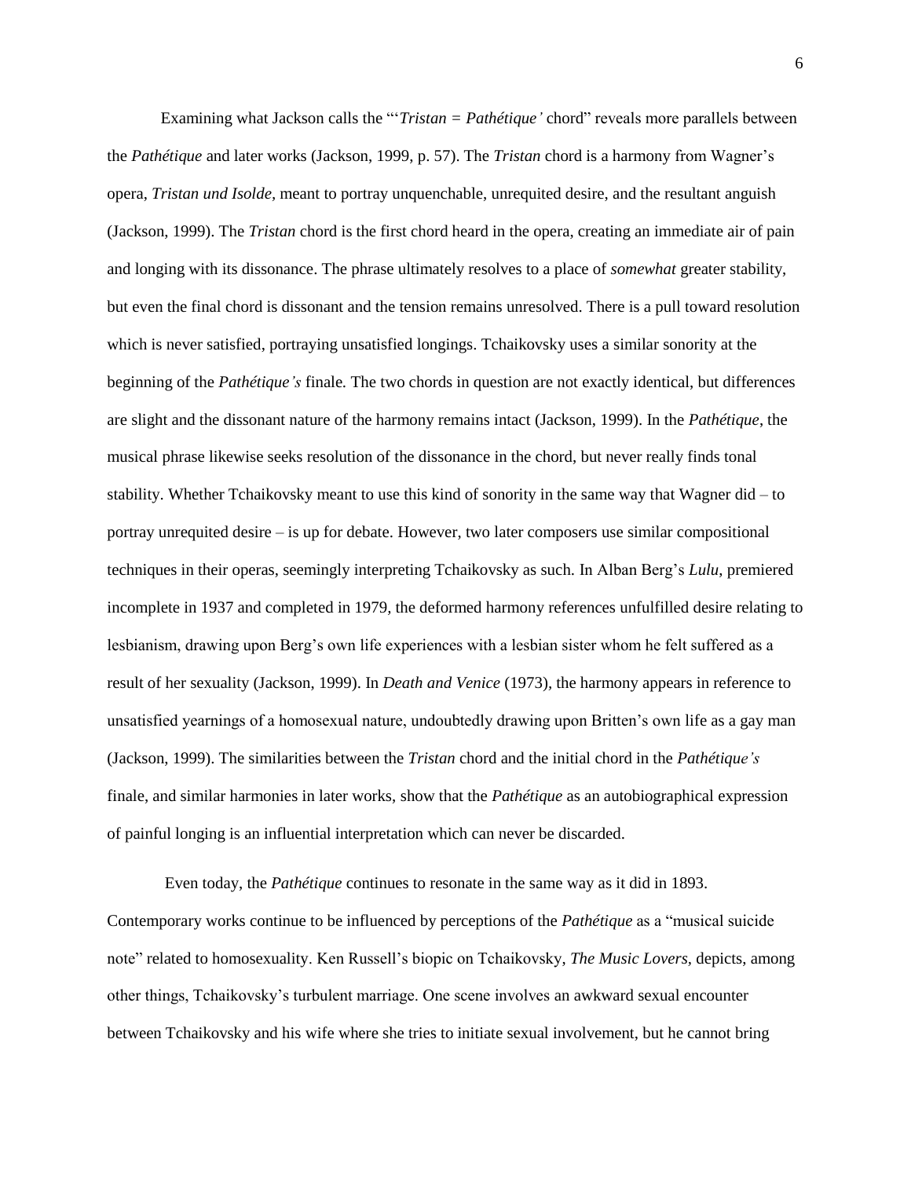Examining what Jackson calls the "'*Tristan = Pathétique'* chord" reveals more parallels between the *Pathétique* and later works (Jackson, 1999, p. 57). The *Tristan* chord is a harmony from Wagner's opera, *Tristan und Isolde*, meant to portray unquenchable, unrequited desire, and the resultant anguish (Jackson, 1999). The *Tristan* chord is the first chord heard in the opera, creating an immediate air of pain and longing with its dissonance. The phrase ultimately resolves to a place of *somewhat* greater stability, but even the final chord is dissonant and the tension remains unresolved. There is a pull toward resolution which is never satisfied, portraying unsatisfied longings. Tchaikovsky uses a similar sonority at the beginning of the *Pathétique's* finale. The two chords in question are not exactly identical, but differences are slight and the dissonant nature of the harmony remains intact (Jackson, 1999). In the *Pathétique*, the musical phrase likewise seeks resolution of the dissonance in the chord, but never really finds tonal stability. Whether Tchaikovsky meant to use this kind of sonority in the same way that Wagner did – to portray unrequited desire – is up for debate. However, two later composers use similar compositional techniques in their operas, seemingly interpreting Tchaikovsky as such. In Alban Berg's *Lulu*, premiered incomplete in 1937 and completed in 1979, the deformed harmony references unfulfilled desire relating to lesbianism, drawing upon Berg's own life experiences with a lesbian sister whom he felt suffered as a result of her sexuality (Jackson, 1999). In *Death and Venice* (1973), the harmony appears in reference to unsatisfied yearnings of a homosexual nature, undoubtedly drawing upon Britten's own life as a gay man (Jackson, 1999). The similarities between the *Tristan* chord and the initial chord in the *Pathétique's* finale, and similar harmonies in later works, show that the *Pathétique* as an autobiographical expression of painful longing is an influential interpretation which can never be discarded.

Even today, the *Pathétique* continues to resonate in the same way as it did in 1893. Contemporary works continue to be influenced by perceptions of the *Pathétique* as a "musical suicide note" related to homosexuality. Ken Russell's biopic on Tchaikovsky, *The Music Lovers*, depicts, among other things, Tchaikovsky's turbulent marriage. One scene involves an awkward sexual encounter between Tchaikovsky and his wife where she tries to initiate sexual involvement, but he cannot bring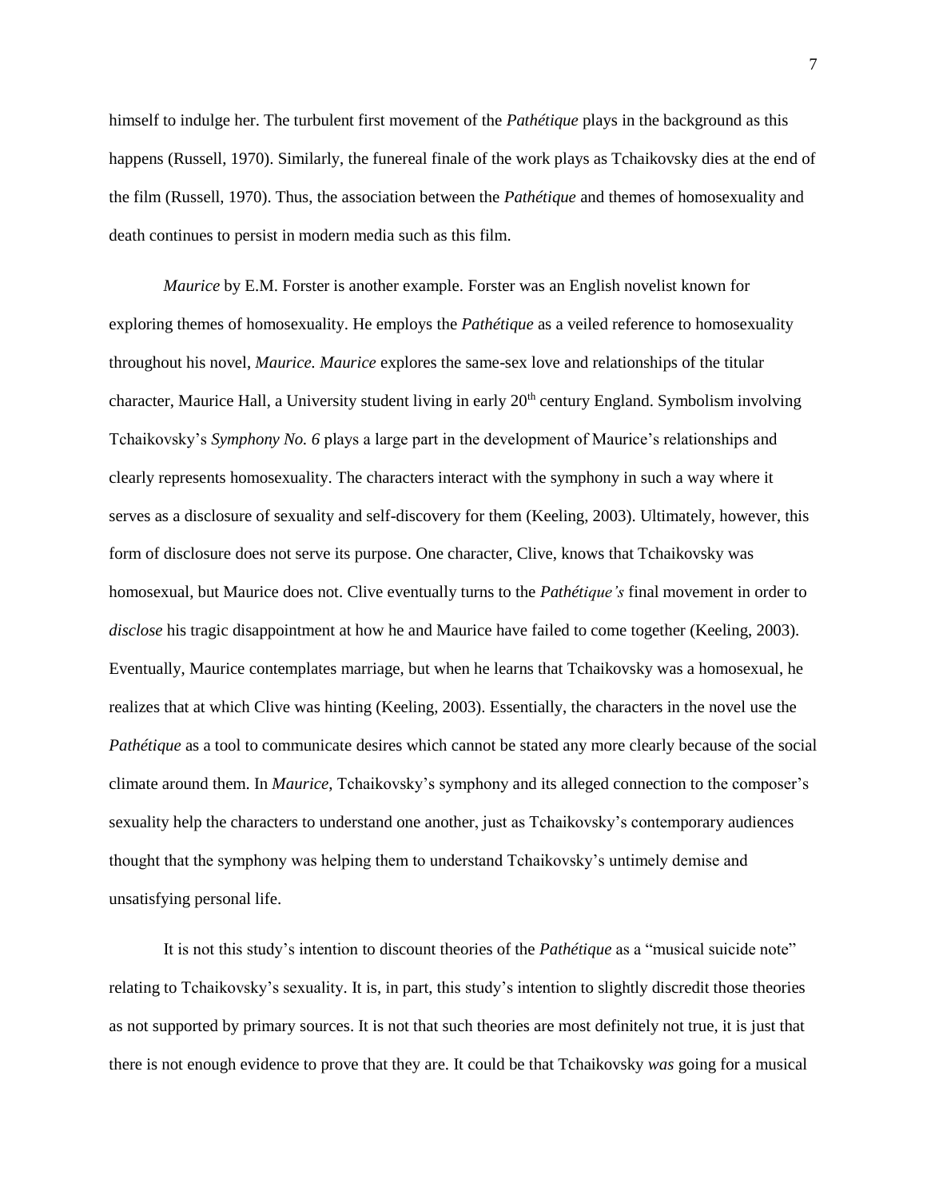himself to indulge her. The turbulent first movement of the *Pathétique* plays in the background as this happens (Russell, 1970). Similarly, the funereal finale of the work plays as Tchaikovsky dies at the end of the film (Russell, 1970). Thus, the association between the *Pathétique* and themes of homosexuality and death continues to persist in modern media such as this film.

*Maurice* by E.M. Forster is another example. Forster was an English novelist known for exploring themes of homosexuality. He employs the *Pathétique* as a veiled reference to homosexuality throughout his novel, *Maurice. Maurice* explores the same-sex love and relationships of the titular character, Maurice Hall, a University student living in early 20th century England. Symbolism involving Tchaikovsky's *Symphony No. 6* plays a large part in the development of Maurice's relationships and clearly represents homosexuality. The characters interact with the symphony in such a way where it serves as a disclosure of sexuality and self-discovery for them (Keeling, 2003). Ultimately, however, this form of disclosure does not serve its purpose. One character, Clive, knows that Tchaikovsky was homosexual, but Maurice does not. Clive eventually turns to the *Pathétique's* final movement in order to *disclose* his tragic disappointment at how he and Maurice have failed to come together (Keeling, 2003). Eventually, Maurice contemplates marriage, but when he learns that Tchaikovsky was a homosexual, he realizes that at which Clive was hinting (Keeling, 2003). Essentially, the characters in the novel use the *Pathétique* as a tool to communicate desires which cannot be stated any more clearly because of the social climate around them. In *Maurice*, Tchaikovsky's symphony and its alleged connection to the composer's sexuality help the characters to understand one another, just as Tchaikovsky's contemporary audiences thought that the symphony was helping them to understand Tchaikovsky's untimely demise and unsatisfying personal life.

It is not this study's intention to discount theories of the *Pathétique* as a "musical suicide note" relating to Tchaikovsky's sexuality. It is, in part, this study's intention to slightly discredit those theories as not supported by primary sources. It is not that such theories are most definitely not true, it is just that there is not enough evidence to prove that they are. It could be that Tchaikovsky *was* going for a musical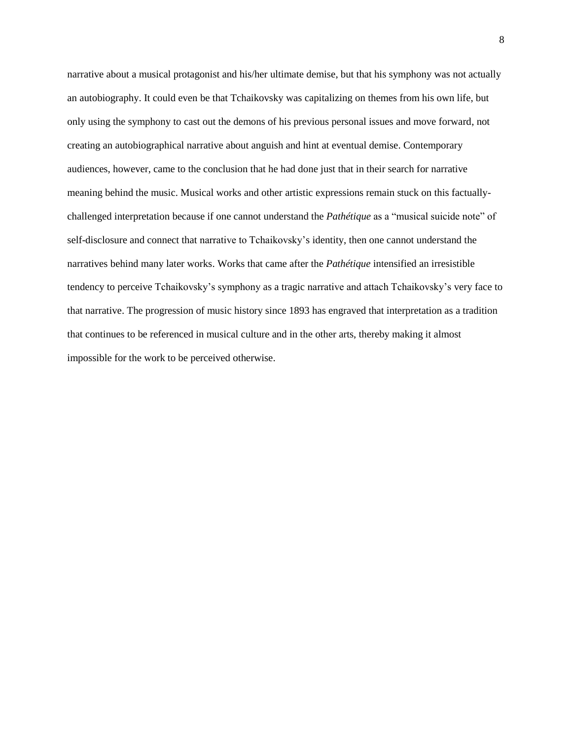narrative about a musical protagonist and his/her ultimate demise, but that his symphony was not actually an autobiography. It could even be that Tchaikovsky was capitalizing on themes from his own life, but only using the symphony to cast out the demons of his previous personal issues and move forward, not creating an autobiographical narrative about anguish and hint at eventual demise. Contemporary audiences, however, came to the conclusion that he had done just that in their search for narrative meaning behind the music. Musical works and other artistic expressions remain stuck on this factually-challenged interpretation because if one cannot understand the *Pathétique* as a "musical suicide note" of self-disclosure and connect that narrative to Tchaikovsky's identity, then one cannot understand the narratives behind many later works. Works that came after the *Pathétique* intensified an irresistible tendency to perceive Tchaikovsky's symphony as a tragic narrative and attach Tchaikovsky's very face to that narrative. The progression of music history since 1893 has engraved that interpretation as a tradition that continues to be referenced in musical culture and in the other arts, thereby making it almost impossible for the work to be perceived otherwise.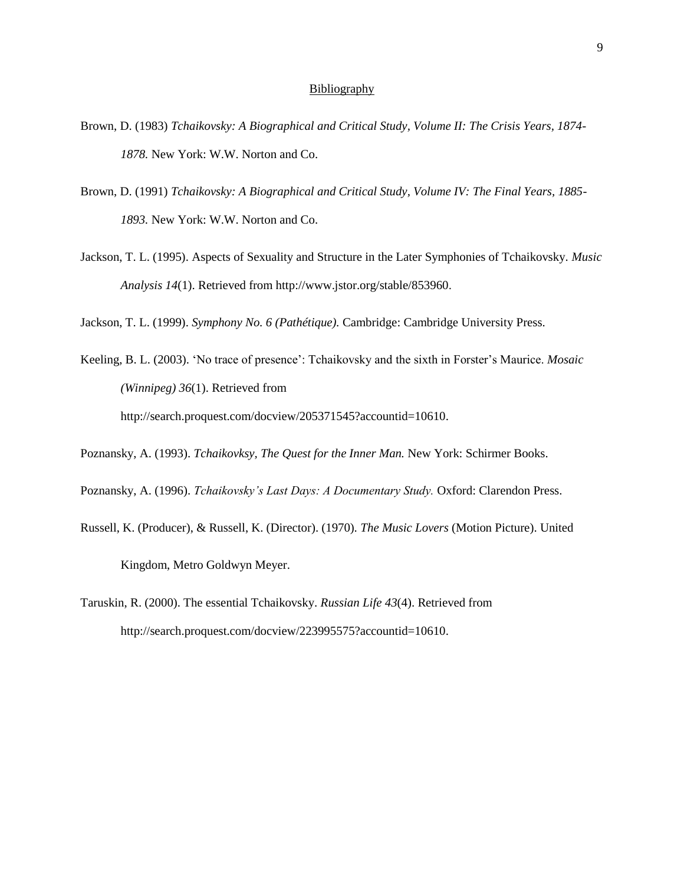Bibliography

Brown, D. (1983) *Tchaikovsky: A Biographical and Critical Study, Volume II: The Crisis Years, 1874-1878.* New York: W.W. Norton and Co.

Brown, D. (1991) *Tchaikovsky: A Biographical and Critical Study, Volume IV: The Final Years, 1885-1893.* New York: W.W. Norton and Co.

Jackson, T. L. (1995). Aspects of Sexuality and Structure in the Later Symphonies of Tchaikovsky. *Music Analysis 14*(1). Retrieved from http://www.jstor.org/stable/853960.

Jackson, T. L. (1999). *Symphony No. 6 (Pathétique).* Cambridge: Cambridge University Press.

Keeling, B. L. (2003). 'No trace of presence': Tchaikovsky and the sixth in Forster's Maurice. *Mosaic (Winnipeg) 36*(1). Retrieved from http://search.proquest.com/docview/205371545?accountid=10610.

Poznansky, A. (1993). *Tchaikovksy, The Quest for the Inner Man.* New York: Schirmer Books.

Poznansky, A. (1996). *Tchaikovsky's Last Days: A Documentary Study.* Oxford: Clarendon Press.

Russell, K. (Producer), & Russell, K. (Director). (1970). *The Music Lovers* (Motion Picture). United Kingdom, Metro Goldwyn Meyer.

Taruskin, R. (2000). The essential Tchaikovsky. *Russian Life 43*(4). Retrieved from http://search.proquest.com/docview/223995575?accountid=10610.